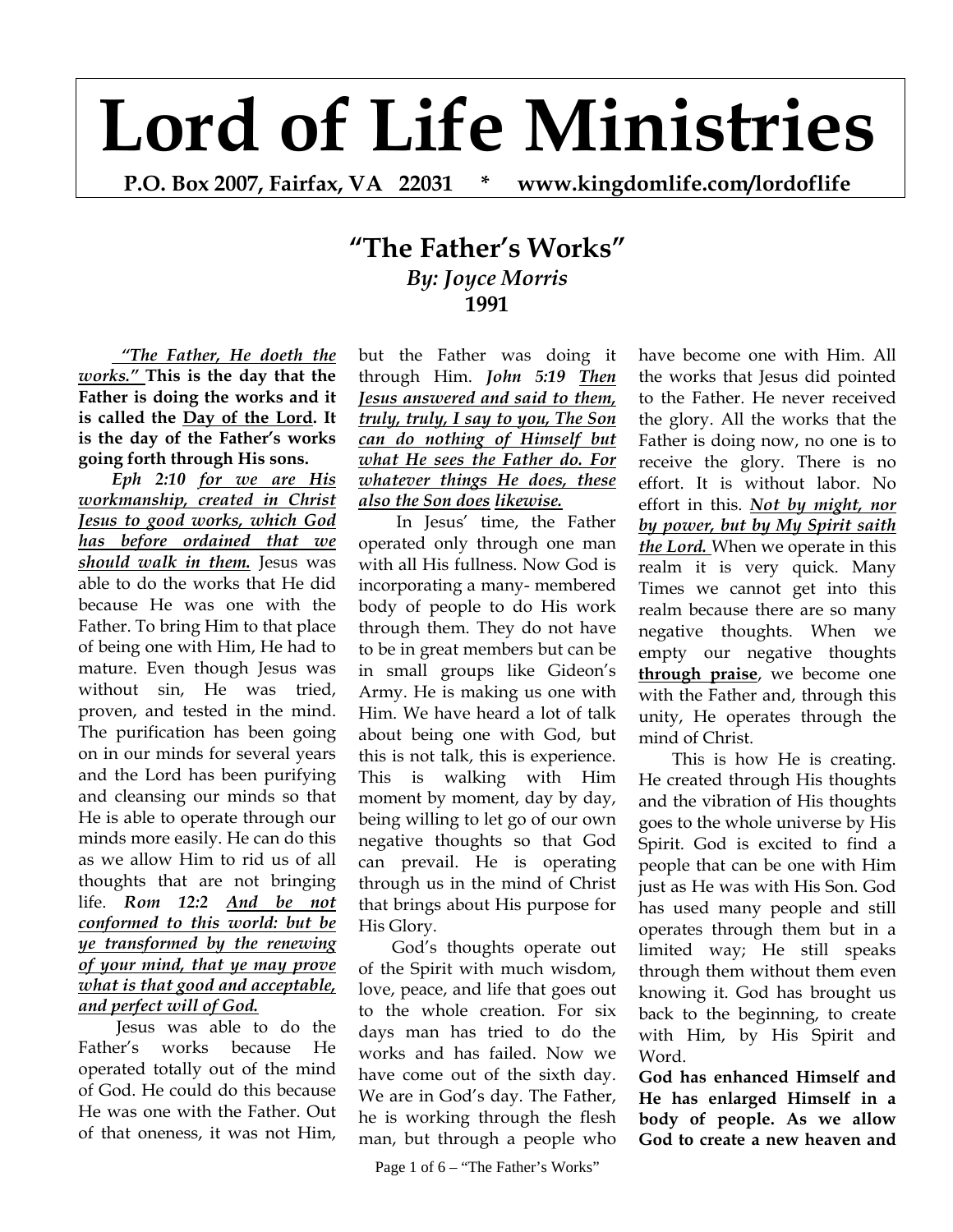# Lord of Life Ministries

**P.O. Box 2007, Fairfax, VA 22031 * www.kingdomlife.com/lordoflife**

## "The Father's Works"

*By: Joyce Morris*

**1991**

***"The Father, He doeth the works."*** **This is the day that the Father is doing the works and it is called the Day of the Lord. It is the day of the Father's works going forth through His sons.**

***Eph 2:10*** *for we are His workmanship, created in Christ Jesus to good works, which God has before ordained that we should walk in them.* Jesus was able to do the works that He did because He was one with the Father. To bring Him to that place of being one with Him, He had to mature. Even though Jesus was without sin, He was tried, proven, and tested in the mind. The purification has been going on in our minds for several years and the Lord has been purifying and cleansing our minds so that He is able to operate through our minds more easily. He can do this as we allow Him to rid us of all thoughts that are not bringing life. ***Rom 12:2 And be not conformed to this world: but be ye transformed by the renewing of your mind, that ye may prove what is that good and acceptable, and perfect will of God.***

Jesus was able to do the Father's works because He operated totally out of the mind of God. He could do this because He was one with the Father. Out of that oneness, it was not Him, but the Father was doing it through Him. ***John 5:19 Then Jesus answered and said to them, truly, truly, I say to you, The Son can do nothing of Himself but what He sees the Father do. For whatever things He does, these also the Son does likewise.***

In Jesus' time, the Father operated only through one man with all His fullness. Now God is incorporating a many- membered body of people to do His work through them. They do not have to be in great members but can be in small groups like Gideon's Army. He is making us one with Him. We have heard a lot of talk about being one with God, but this is not talk, this is experience. This is walking with Him moment by moment, day by day, being willing to let go of our own negative thoughts so that God can prevail. He is operating through us in the mind of Christ that brings about His purpose for His Glory.

God's thoughts operate out of the Spirit with much wisdom, love, peace, and life that goes out to the whole creation. For six days man has tried to do the works and has failed. Now we have come out of the sixth day. We are in God's day. The Father, he is working through the flesh man, but through a people who have become one with Him. All the works that Jesus did pointed to the Father. He never received the glory. All the works that the Father is doing now, no one is to receive the glory. There is no effort. It is without labor. No effort in this. ***Not by might, nor by power, but by My Spirit saith the Lord.*** When we operate in this realm it is very quick. Many Times we cannot get into this realm because there are so many negative thoughts. When we empty our negative thoughts **through praise**, we become one with the Father and, through this unity, He operates through the mind of Christ.

This is how He is creating. He created through His thoughts and the vibration of His thoughts goes to the whole universe by His Spirit. God is excited to find a people that can be one with Him just as He was with His Son. God has used many people and still operates through them but in a limited way; He still speaks through them without them even knowing it. God has brought us back to the beginning, to create with Him, by His Spirit and Word.

**God has enhanced Himself and He has enlarged Himself in a body of people. As we allow God to create a new heaven and**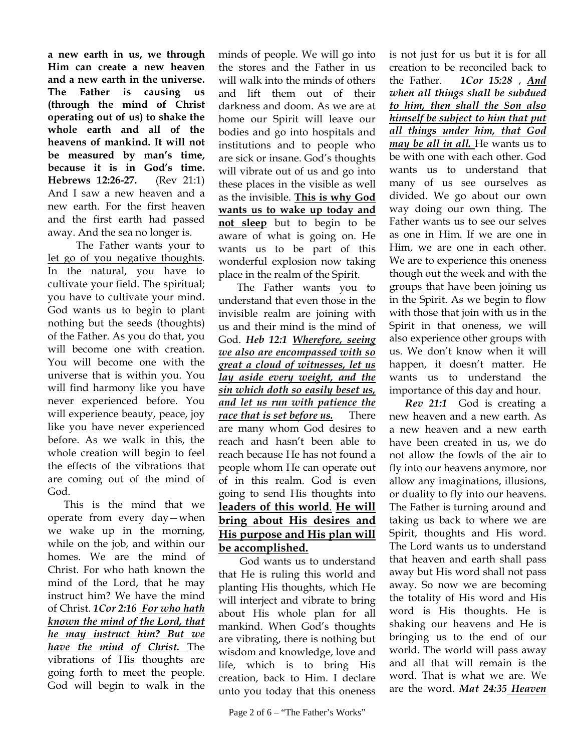**a new earth in us, we through Him can create a new heaven and a new earth in the universe. The Father is causing us (through the mind of Christ operating out of us) to shake the whole earth and all of the heavens of mankind. It will not be measured by man's time, because it is in God's time. Hebrews 12:26-27.** (Rev 21:1) And I saw a new heaven and a new earth. For the first heaven and the first earth had passed away. And the sea no longer is.

The Father wants your to let go of you negative thoughts. In the natural, you have to cultivate your field. The spiritual; you have to cultivate your mind. God wants us to begin to plant nothing but the seeds (thoughts) of the Father. As you do that, you will become one with creation. You will become one with the universe that is within you. You will find harmony like you have never experienced before. You will experience beauty, peace, joy like you have never experienced before. As we walk in this, the whole creation will begin to feel the effects of the vibrations that are coming out of the mind of God.

This is the mind that we operate from every day—when we wake up in the morning, while on the job, and within our homes. We are the mind of Christ. For who hath known the mind of the Lord, that he may instruct him? We have the mind of Christ. ***1Cor 2:16*** ***For who hath known the mind of the Lord, that he may instruct him? But we have the mind of Christ.*** The vibrations of His thoughts are going forth to meet the people. God will begin to walk in the minds of people. We will go into the stores and the Father in us will walk into the minds of others and lift them out of their darkness and doom. As we are at home our Spirit will leave our bodies and go into hospitals and institutions and to people who are sick or insane. God's thoughts will vibrate out of us and go into these places in the visible as well as the invisible. **This is why God wants us to wake up today and not sleep** but to begin to be aware of what is going on. He wants us to be part of this wonderful explosion now taking place in the realm of the Spirit.

The Father wants you to understand that even those in the invisible realm are joining with us and their mind is the mind of God. ***Heb 12:1*** ***Wherefore, seeing we also are encompassed with so great a cloud of witnesses, let us lay aside every weight, and the sin which doth so easily beset us, and let us run with patience the race that is set before us.*** There are many whom God desires to reach and hasn't been able to reach because He has not found a people whom He can operate out of in this realm. God is even going to send His thoughts into **leaders of this world**. **He will bring about His desires and His purpose and His plan will be accomplished.**

God wants us to understand that He is ruling this world and planting His thoughts, which He will interject and vibrate to bring about His whole plan for all mankind. When God's thoughts are vibrating, there is nothing but wisdom and knowledge, love and life, which is to bring His creation, back to Him. I declare unto you today that this oneness is not just for us but it is for all creation to be reconciled back to the Father. ***1Cor 15:28*** , ***And when all things shall be subdued to him, then shall the Son also himself be subject to him that put all things under him, that God may be all in all.*** He wants us to be with one with each other. God wants us to understand that many of us see ourselves as divided. We go about our own way doing our own thing. The Father wants us to see our selves as one in Him. If we are one in Him, we are one in each other. We are to experience this oneness though out the week and with the groups that have been joining us in the Spirit. As we begin to flow with those that join with us in the Spirit in that oneness, we will also experience other groups with us. We don't know when it will happen, it doesn't matter. He wants us to understand the importance of this day and hour.

***Rev 21:1*** God is creating a new heaven and a new earth. As a new heaven and a new earth have been created in us, we do not allow the fowls of the air to fly into our heavens anymore, nor allow any imaginations, illusions, or duality to fly into our heavens. The Father is turning around and taking us back to where we are Spirit, thoughts and His word. The Lord wants us to understand that heaven and earth shall pass away but His word shall not pass away. So now we are becoming the totality of His word and His word is His thoughts. He is shaking our heavens and He is bringing us to the end of our world. The world will pass away and all that will remain is the word. That is what we are. We are the word. ***Mat 24:35*** ***Heaven***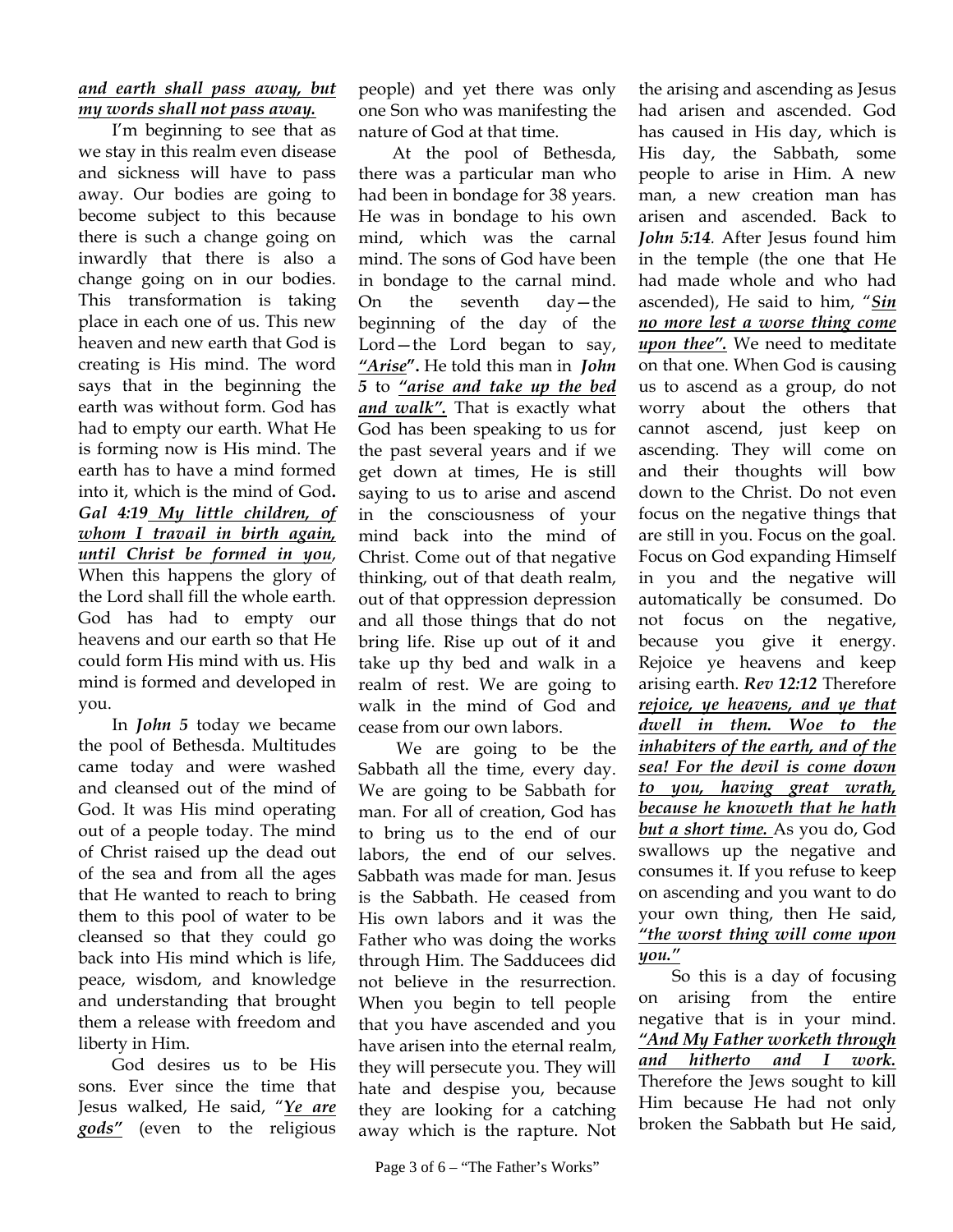***and earth shall pass away, but my words shall not pass away.***

I'm beginning to see that as we stay in this realm even disease and sickness will have to pass away. Our bodies are going to become subject to this because there is such a change going on inwardly that there is also a change going on in our bodies. This transformation is taking place in each one of us. This new heaven and new earth that God is creating is His mind. The word says that in the beginning the earth was without form. God has had to empty our earth. What He is forming now is His mind. The earth has to have a mind formed into it, which is the mind of God**.** ***Gal 4:19 My little children, of whom I travail in birth again, until Christ be formed in you***, When this happens the glory of the Lord shall fill the whole earth. God has had to empty our heavens and our earth so that He could form His mind with us. His mind is formed and developed in you.

In ***John 5*** today we became the pool of Bethesda. Multitudes came today and were washed and cleansed out of the mind of God. It was His mind operating out of a people today. The mind of Christ raised up the dead out of the sea and from all the ages that He wanted to reach to bring them to this pool of water to be cleansed so that they could go back into His mind which is life, peace, wisdom, and knowledge and understanding that brought them a release with freedom and liberty in Him.

God desires us to be His sons. Ever since the time that Jesus walked, He said, "***Ye are gods"*** (even to the religious people) and yet there was only one Son who was manifesting the nature of God at that time.

At the pool of Bethesda, there was a particular man who had been in bondage for 38 years. He was in bondage to his own mind, which was the carnal mind. The sons of God have been in bondage to the carnal mind. On the seventh day—the beginning of the day of the Lord—the Lord began to say, ***"Arise"*.** He told this man in ***John 5*** to ***"arise and take up the bed and walk".*** That is exactly what God has been speaking to us for the past several years and if we get down at times, He is still saying to us to arise and ascend in the consciousness of your mind back into the mind of Christ. Come out of that negative thinking, out of that death realm, out of that oppression depression and all those things that do not bring life. Rise up out of it and take up thy bed and walk in a realm of rest. We are going to walk in the mind of God and cease from our own labors.

We are going to be the Sabbath all the time, every day. We are going to be Sabbath for man. For all of creation, God has to bring us to the end of our labors, the end of our selves. Sabbath was made for man. Jesus is the Sabbath. He ceased from His own labors and it was the Father who was doing the works through Him. The Sadducees did not believe in the resurrection. When you begin to tell people that you have ascended and you have arisen into the eternal realm, they will persecute you. They will hate and despise you, because they are looking for a catching away which is the rapture. Not the arising and ascending as Jesus had arisen and ascended. God has caused in His day, which is His day, the Sabbath, some people to arise in Him. A new man, a new creation man has arisen and ascended. Back to ***John 5:14***. After Jesus found him in the temple (the one that He had made whole and who had ascended), He said to him, "***Sin no more lest a worse thing come upon thee".*** We need to meditate on that one. When God is causing us to ascend as a group, do not worry about the others that cannot ascend, just keep on ascending. They will come on and their thoughts will bow down to the Christ. Do not even focus on the negative things that are still in you. Focus on the goal. Focus on God expanding Himself in you and the negative will automatically be consumed. Do not focus on the negative, because you give it energy. Rejoice ye heavens and keep arising earth. ***Rev 12:12*** Therefore ***rejoice, ye heavens, and ye that dwell in them. Woe to the inhabiters of the earth, and of the sea! For the devil is come down to you, having great wrath, because he knoweth that he hath but a short time.*** As you do, God swallows up the negative and consumes it. If you refuse to keep on ascending and you want to do your own thing, then He said, ***"the worst thing will come upon you."***

So this is a day of focusing on arising from the entire negative that is in your mind. ***"And My Father worketh through and hitherto and I work.*** Therefore the Jews sought to kill Him because He had not only broken the Sabbath but He said,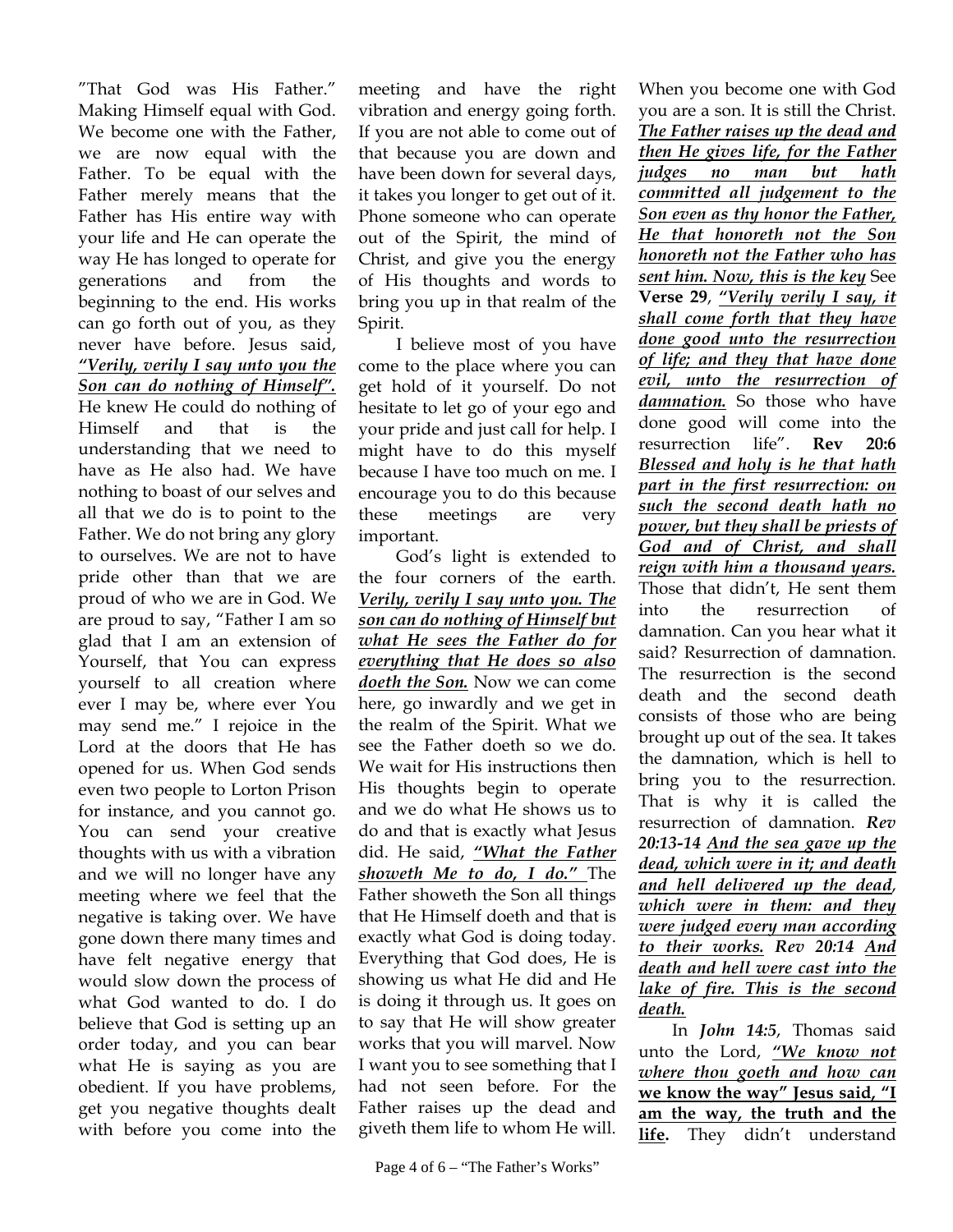"That God was His Father." Making Himself equal with God. We become one with the Father, we are now equal with the Father. To be equal with the Father merely means that the Father has His entire way with your life and He can operate the way He has longed to operate for generations and from the beginning to the end. His works can go forth out of you, as they never have before. Jesus said, ***"Verily, verily I say unto you the Son can do nothing of Himself".*** He knew He could do nothing of Himself and that is the understanding that we need to have as He also had. We have nothing to boast of our selves and all that we do is to point to the Father. We do not bring any glory to ourselves. We are not to have pride other than that we are proud of who we are in God. We are proud to say, "Father I am so glad that I am an extension of Yourself, that You can express yourself to all creation where ever I may be, where ever You may send me." I rejoice in the Lord at the doors that He has opened for us. When God sends even two people to Lorton Prison for instance, and you cannot go. You can send your creative thoughts with us with a vibration and we will no longer have any meeting where we feel that the negative is taking over. We have gone down there many times and have felt negative energy that would slow down the process of what God wanted to do. I do believe that God is setting up an order today, and you can bear what He is saying as you are obedient. If you have problems, get you negative thoughts dealt with before you come into the meeting and have the right vibration and energy going forth. If you are not able to come out of that because you are down and have been down for several days, it takes you longer to get out of it. Phone someone who can operate out of the Spirit, the mind of Christ, and give you the energy of His thoughts and words to bring you up in that realm of the Spirit.

I believe most of you have come to the place where you can get hold of it yourself. Do not hesitate to let go of your ego and your pride and just call for help. I might have to do this myself because I have too much on me. I encourage you to do this because these meetings are very important.

God's light is extended to the four corners of the earth. ***Verily, verily I say unto you. The son can do nothing of Himself but what He sees the Father do for everything that He does so also doeth the Son.*** Now we can come here, go inwardly and we get in the realm of the Spirit. What we see the Father doeth so we do. We wait for His instructions then His thoughts begin to operate and we do what He shows us to do and that is exactly what Jesus did. He said, ***"What the Father showeth Me to do, I do."*** The Father showeth the Son all things that He Himself doeth and that is exactly what God is doing today. Everything that God does, He is showing us what He did and He is doing it through us. It goes on to say that He will show greater works that you will marvel. Now I want you to see something that I had not seen before. For the Father raises up the dead and giveth them life to whom He will. When you become one with God you are a son. It is still the Christ. ***The Father raises up the dead and then He gives life, for the Father judges no man but hath committed all judgement to the Son even as thy honor the Father, He that honoreth not the Son honoreth not the Father who has sent him. Now, this is the key*** See **Verse 29**, ***"Verily verily I say, it shall come forth that they have done good unto the resurrection of life; and they that have done evil, unto the resurrection of damnation.*** So those who have done good will come into the resurrection life". **Rev 20:6** ***Blessed and holy is he that hath part in the first resurrection: on such the second death hath no power, but they shall be priests of God and of Christ, and shall reign with him a thousand years.*** Those that didn't, He sent them into the resurrection of damnation. Can you hear what it said? Resurrection of damnation. The resurrection is the second death and the second death consists of those who are being brought up out of the sea. It takes the damnation, which is hell to bring you to the resurrection. That is why it is called the resurrection of damnation. ***Rev 20:13-14 And the sea gave up the dead, which were in it; and death and hell delivered up the dead, which were in them: and they were judged every man according to their works. Rev 20:14 And death and hell were cast into the lake of fire. This is the second death.***

In ***John 14:5***, Thomas said unto the Lord, ***"We know not where thou goeth and how can*** **we know the way" Jesus said, "I am the way, the truth and the life.** They didn't understand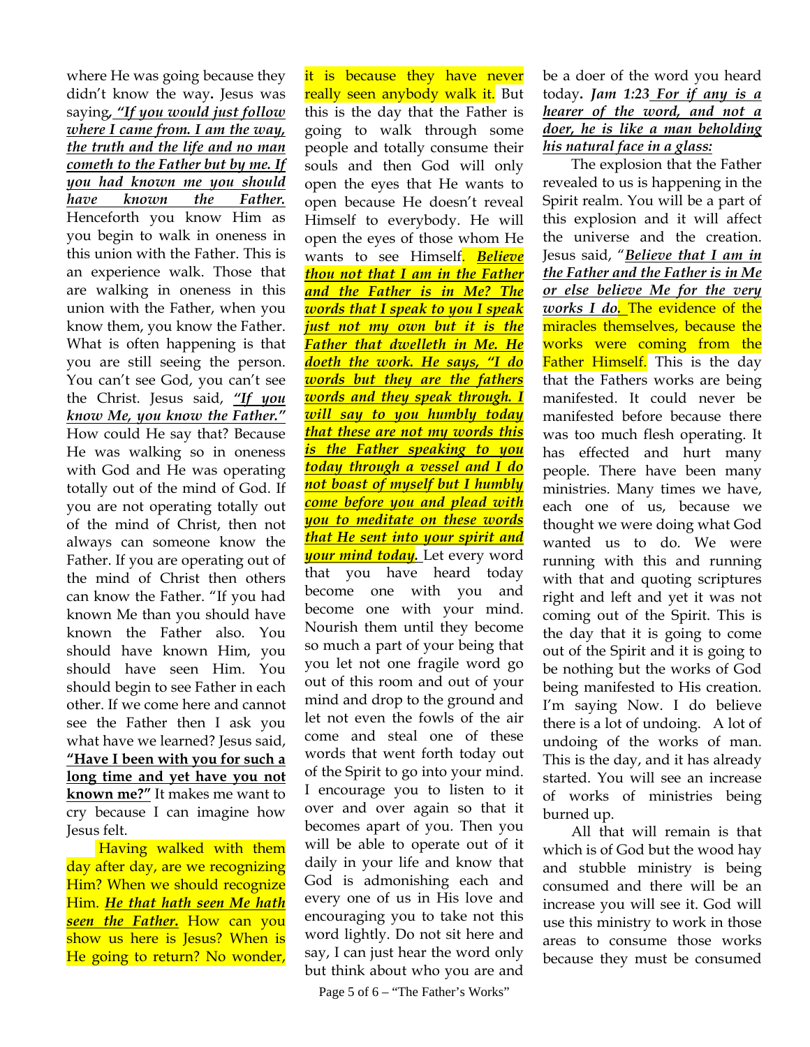where He was going because they didn't know the way**.** Jesus was saying*, **"If you would just follow where I came from. I am the way, the truth and the life and no man cometh to the Father but by me. If you had known me you should have known the Father.*** Henceforth you know Him as you begin to walk in oneness in this union with the Father. This is an experience walk. Those that are walking in oneness in this union with the Father, when you know them, you know the Father. What is often happening is that you are still seeing the person. You can't see God, you can't see the Christ. Jesus said, ***"If you know Me, you know the Father."*** How could He say that? Because He was walking so in oneness with God and He was operating totally out of the mind of God. If you are not operating totally out of the mind of Christ, then not always can someone know the Father. If you are operating out of the mind of Christ then others can know the Father. "If you had known Me than you should have known the Father also. You should have known Him, you should have seen Him. You should begin to see Father in each other. If we come here and cannot see the Father then I ask you what have we learned? Jesus said, **"Have I been with you for such a long time and yet have you not known me?"** It makes me want to cry because I can imagine how Jesus felt.

Having walked with them day after day, are we recognizing Him? When we should recognize Him. ***He that hath seen Me hath seen the Father.*** How can you show us here is Jesus? When is He going to return? No wonder, it is because they have never really seen anybody walk it. But this is the day that the Father is going to walk through some people and totally consume their souls and then God will only open the eyes that He wants to open because He doesn't reveal Himself to everybody. He will open the eyes of those whom He wants to see Himself. ***Believe thou not that I am in the Father and the Father is in Me? The words that I speak to you I speak just not my own but it is the Father that dwelleth in Me. He doeth the work. He says, "I do words but they are the fathers words and they speak through. I will say to you humbly today that these are not my words this is the Father speaking to you today through a vessel and I do not boast of myself but I humbly come before you and plead with you to meditate on these words that He sent into your spirit and your mind today.*** Let every word that you have heard today become one with you and become one with your mind. Nourish them until they become so much a part of your being that you let not one fragile word go out of this room and out of your mind and drop to the ground and let not even the fowls of the air come and steal one of these words that went forth today out of the Spirit to go into your mind. I encourage you to listen to it over and over again so that it becomes apart of you. Then you will be able to operate out of it daily in your life and know that God is admonishing each and every one of us in His love and encouraging you to take not this word lightly. Do not sit here and say, I can just hear the word only but think about who you are and be a doer of the word you heard today**.** ***Jam 1:23 For if any is a hearer of the word, and not a doer, he is like a man beholding his natural face in a glass:***

The explosion that the Father revealed to us is happening in the Spirit realm. You will be a part of this explosion and it will affect the universe and the creation. Jesus said, "***Believe that I am in the Father and the Father is in Me or else believe Me for the very works I do.*** The evidence of the miracles themselves, because the works were coming from the Father Himself. This is the day that the Fathers works are being manifested. It could never be manifested before because there was too much flesh operating. It has effected and hurt many people. There have been many ministries. Many times we have, each one of us, because we thought we were doing what God wanted us to do. We were running with this and running with that and quoting scriptures right and left and yet it was not coming out of the Spirit. This is the day that it is going to come out of the Spirit and it is going to be nothing but the works of God being manifested to His creation. I'm saying Now. I do believe there is a lot of undoing. A lot of undoing of the works of man. This is the day, and it has already started. You will see an increase of works of ministries being burned up.

All that will remain is that which is of God but the wood hay and stubble ministry is being consumed and there will be an increase you will see it. God will use this ministry to work in those areas to consume those works because they must be consumed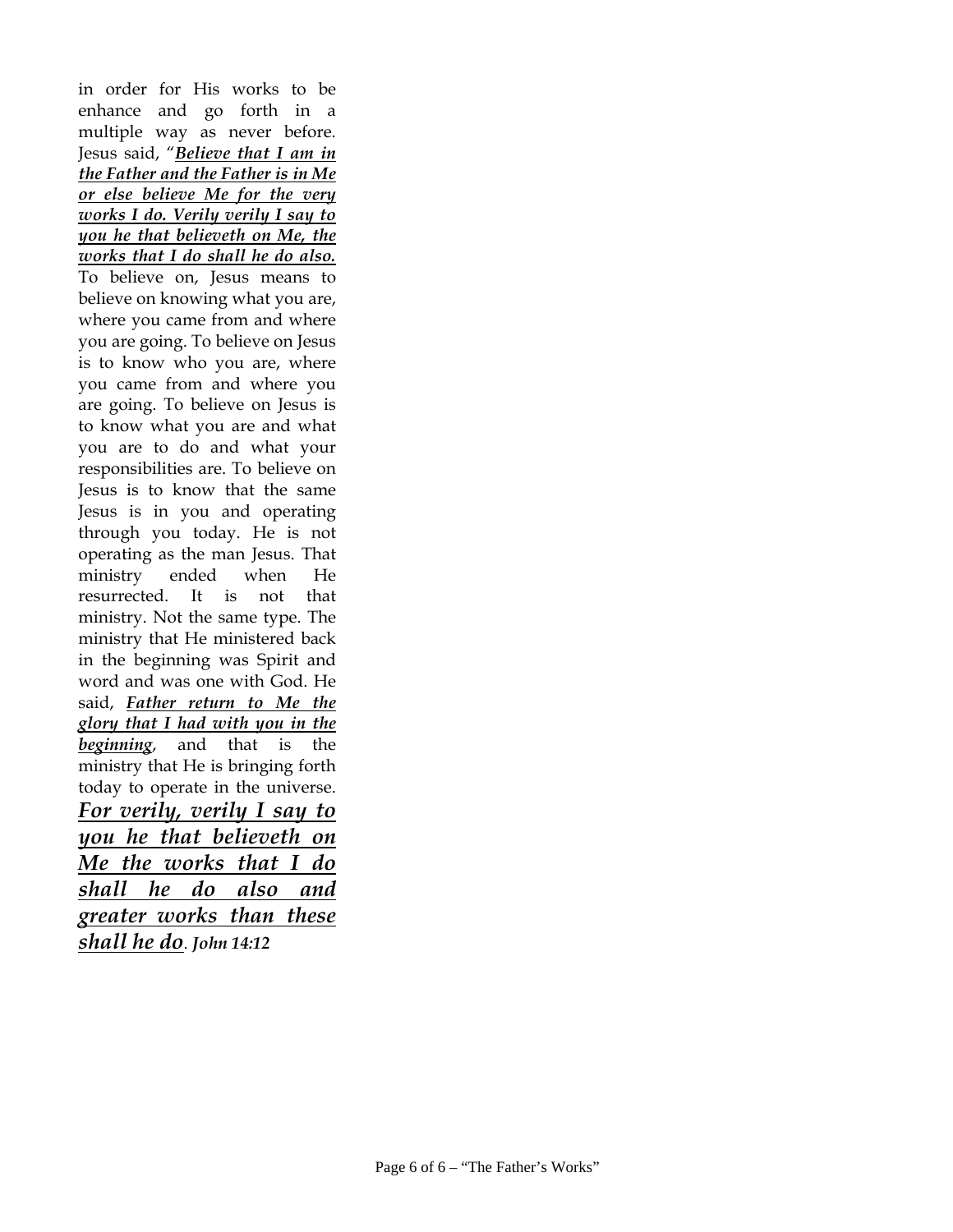in order for His works to be enhance and go forth in a multiple way as never before. Jesus said, "***<u>Believe that I am in the Father and the Father is in Me or else believe Me for the very works I do. Verily verily I say to you he that believeth on Me, the works that I do shall he do also.</u>*** To believe on, Jesus means to believe on knowing what you are, where you came from and where you are going. To believe on Jesus is to know who you are, where you came from and where you are going. To believe on Jesus is to know what you are and what you are to do and what your responsibilities are. To believe on Jesus is to know that the same Jesus is in you and operating through you today. He is not operating as the man Jesus. That ministry ended when He resurrected. It is not that ministry. Not the same type. The ministry that He ministered back in the beginning was Spirit and word and was one with God. He said, ***<u>Father return to Me the glory that I had with you in the beginning</u>***, and that is the ministry that He is bringing forth today to operate in the universe. ***<u>For verily, verily I say to you he that believeth on Me the works that I do shall he do also and greater works than these shall he do</u>***. ***John 14:12***